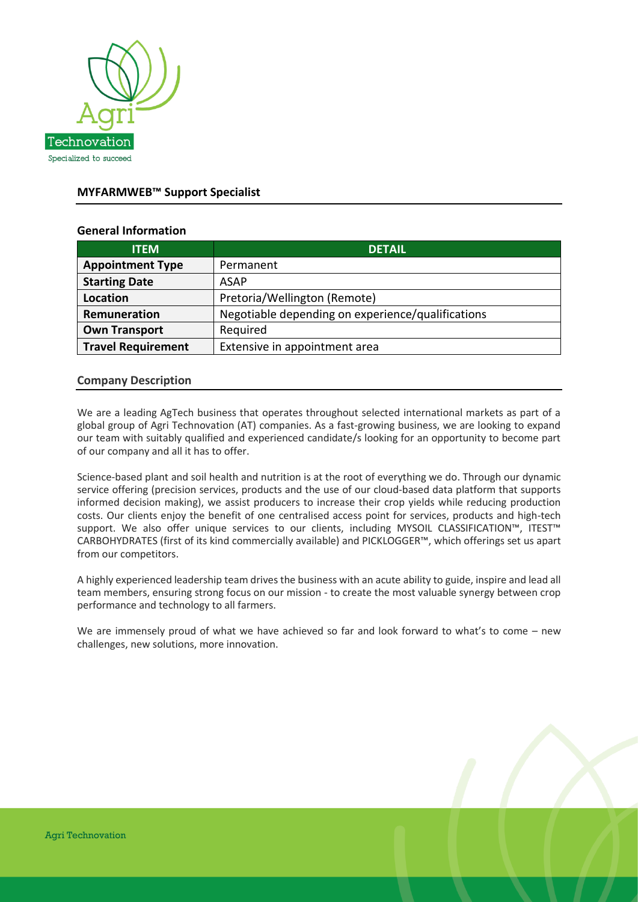## MYFARMWEB™ Support Specialist

### General Information

| ITEM | DETAIL |
|---|---|
| **Appointment Type** | Permanent |
| **Starting Date** | ASAP |
| **Location** | Pretoria/Wellington (Remote) |
| **Remuneration** | Negotiable depending on experience/qualifications |
| **Own Transport** | Required |
| **Travel Requirement** | Extensive in appointment area |

### Company Description

We are a leading AgTech business that operates throughout selected international markets as part of a global group of Agri Technovation (AT) companies. As a fast-growing business, we are looking to expand our team with suitably qualified and experienced candidate/s looking for an opportunity to become part of our company and all it has to offer.

Science-based plant and soil health and nutrition is at the root of everything we do. Through our dynamic service offering (precision services, products and the use of our cloud-based data platform that supports informed decision making), we assist producers to increase their crop yields while reducing production costs. Our clients enjoy the benefit of one centralised access point for services, products and high-tech support. We also offer unique services to our clients, including MYSOIL CLASSIFICATION™, ITEST™ CARBOHYDRATES (first of its kind commercially available) and PICKLOGGER™, which offerings set us apart from our competitors.

A highly experienced leadership team drives the business with an acute ability to guide, inspire and lead all team members, ensuring strong focus on our mission - to create the most valuable synergy between crop performance and technology to all farmers.

We are immensely proud of what we have achieved so far and look forward to what's to come – new challenges, new solutions, more innovation.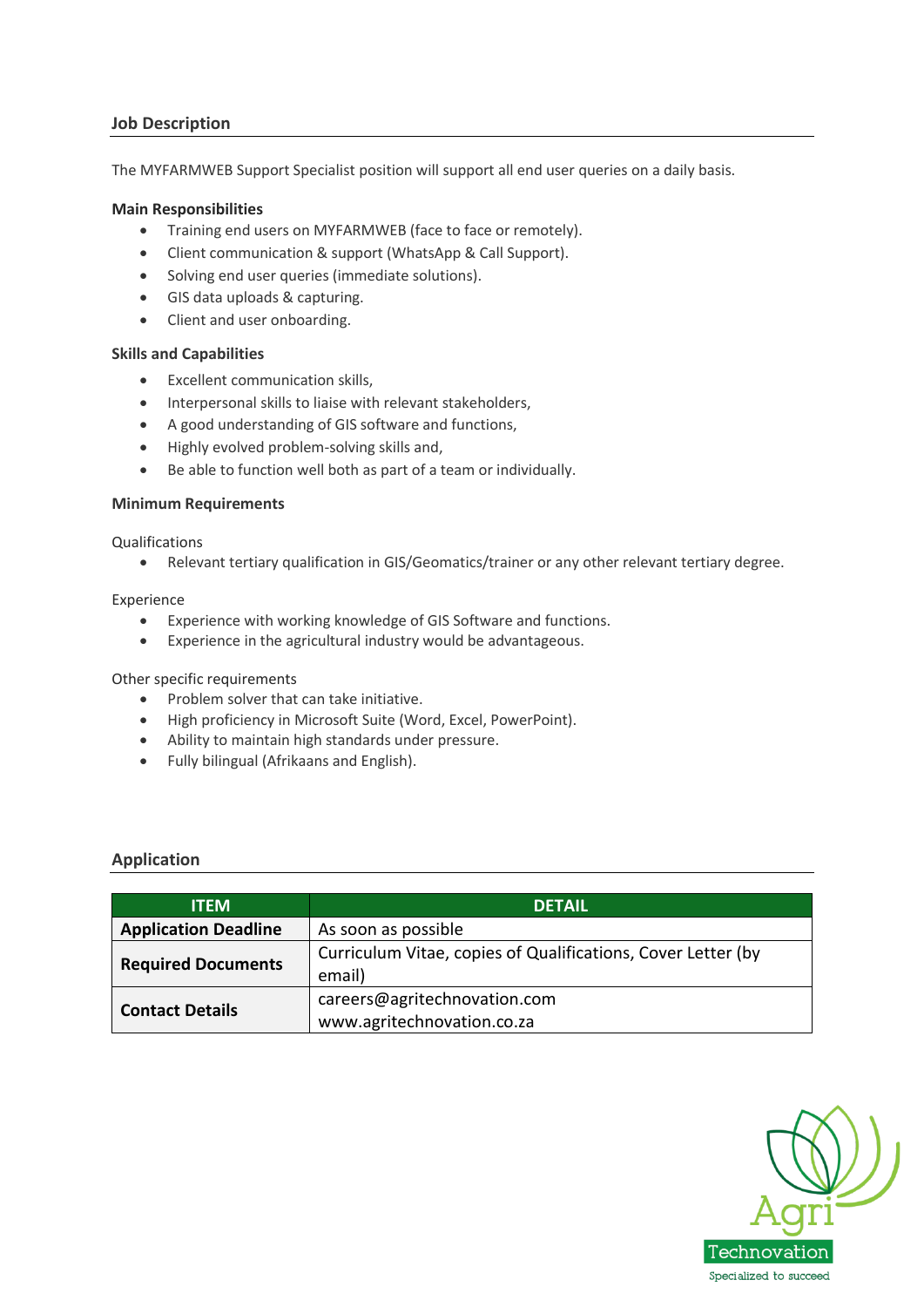## Job Description

The MYFARMWEB Support Specialist position will support all end user queries on a daily basis.

**Main Responsibilities**

- Training end users on MYFARMWEB (face to face or remotely).
- Client communication & support (WhatsApp & Call Support).
- Solving end user queries (immediate solutions).
- GIS data uploads & capturing.
- Client and user onboarding.

**Skills and Capabilities**

- Excellent communication skills,
- Interpersonal skills to liaise with relevant stakeholders,
- A good understanding of GIS software and functions,
- Highly evolved problem-solving skills and,
- Be able to function well both as part of a team or individually.

**Minimum Requirements**

Qualifications

- Relevant tertiary qualification in GIS/Geomatics/trainer or any other relevant tertiary degree.

Experience

- Experience with working knowledge of GIS Software and functions.
- Experience in the agricultural industry would be advantageous.

Other specific requirements

- Problem solver that can take initiative.
- High proficiency in Microsoft Suite (Word, Excel, PowerPoint).
- Ability to maintain high standards under pressure.
- Fully bilingual (Afrikaans and English).

## Application

| ITEM | DETAIL |
|---|---|
| **Application Deadline** | As soon as possible |
| **Required Documents** | Curriculum Vitae, copies of Qualifications, Cover Letter (by email) |
| **Contact Details** | careers@agritechnovation.com www.agritechnovation.co.za |

Agri Technovation
Specialized to succeed